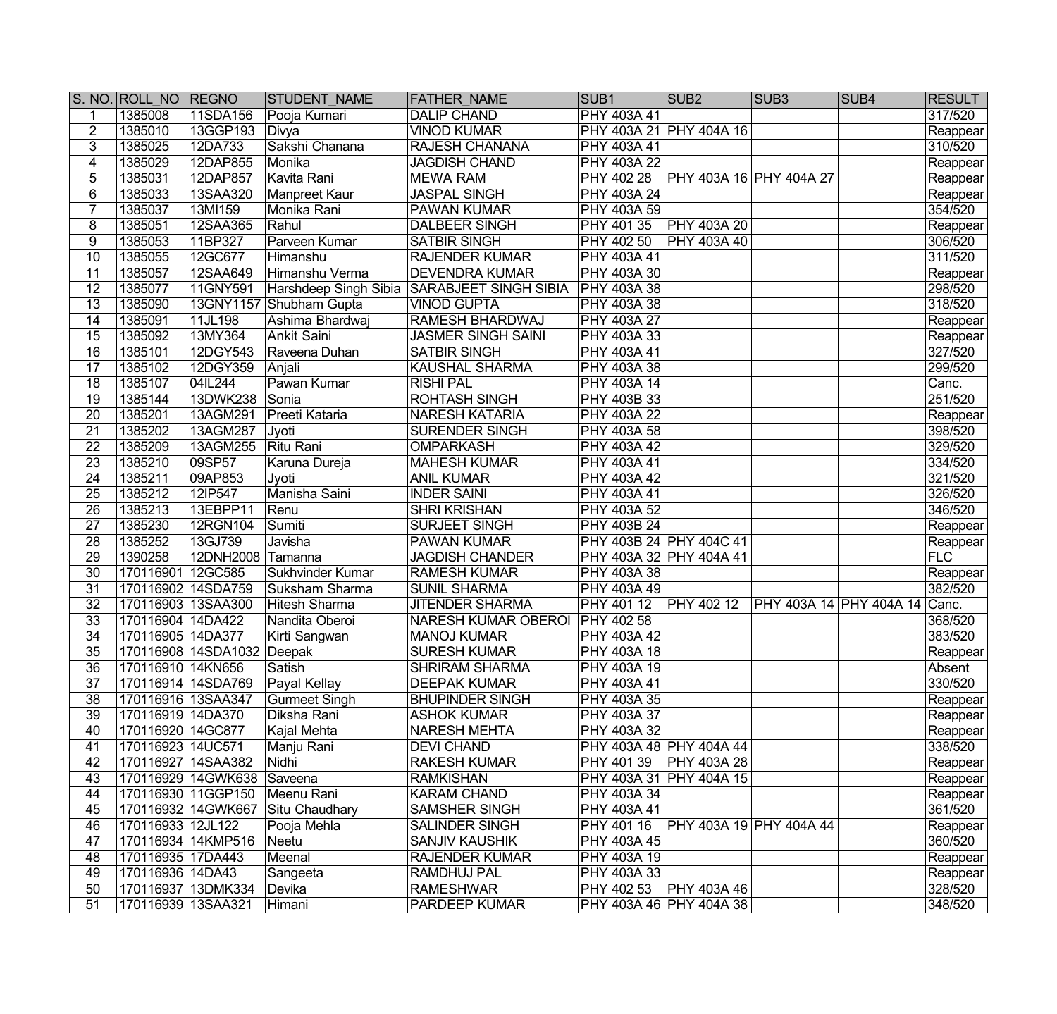| S. NO. | ROLL_NO | REGNO | STUDENT_NAME | FATHER_NAME | SUB1 | SUB2 | SUB3 | SUB4 | RESULT |
|---|---|---|---|---|---|---|---|---|---|
| 1 | 1385008 | 11SDA156 | Pooja Kumari | DALIP CHAND | PHY 403A 41 | | | | 317/520 |
| 2 | 1385010 | 13GGP193 | Divya | VINOD KUMAR | PHY 403A 21 | PHY 404A 16 | | | Reappear |
| 3 | 1385025 | 12DA733 | Sakshi Chanana | RAJESH CHANANA | PHY 403A 41 | | | | 310/520 |
| 4 | 1385029 | 12DAP855 | Monika | JAGDISH CHAND | PHY 403A 22 | | | | Reappear |
| 5 | 1385031 | 12DAP857 | Kavita Rani | MEWA RAM | PHY 402 28 | PHY 403A 16 | PHY 404A 27 | | Reappear |
| 6 | 1385033 | 13SAA320 | Manpreet Kaur | JASPAL SINGH | PHY 403A 24 | | | | Reappear |
| 7 | 1385037 | 13MI159 | Monika Rani | PAWAN KUMAR | PHY 403A 59 | | | | 354/520 |
| 8 | 1385051 | 12SAA365 | Rahul | DALBEER SINGH | PHY 401 35 | PHY 403A 20 | | | Reappear |
| 9 | 1385053 | 11BP327 | Parveen Kumar | SATBIR SINGH | PHY 402 50 | PHY 403A 40 | | | 306/520 |
| 10 | 1385055 | 12GC677 | Himanshu | RAJENDER KUMAR | PHY 403A 41 | | | | 311/520 |
| 11 | 1385057 | 12SAA649 | Himanshu Verma | DEVENDRA KUMAR | PHY 403A 30 | | | | Reappear |
| 12 | 1385077 | 11GNY591 | Harshdeep Singh Sibia | SARABJEET SINGH SIBIA | PHY 403A 38 | | | | 298/520 |
| 13 | 1385090 | 13GNY1157 | Shubham Gupta | VINOD GUPTA | PHY 403A 38 | | | | 318/520 |
| 14 | 1385091 | 11JL198 | Ashima Bhardwaj | RAMESH BHARDWAJ | PHY 403A 27 | | | | Reappear |
| 15 | 1385092 | 13MY364 | Ankit Saini | JASMER SINGH SAINI | PHY 403A 33 | | | | Reappear |
| 16 | 1385101 | 12DGY543 | Raveena Duhan | SATBIR SINGH | PHY 403A 41 | | | | 327/520 |
| 17 | 1385102 | 12DGY359 | Anjali | KAUSHAL SHARMA | PHY 403A 38 | | | | 299/520 |
| 18 | 1385107 | 04IL244 | Pawan Kumar | RISHI PAL | PHY 403A 14 | | | | Canc. |
| 19 | 1385144 | 13DWK238 | Sonia | ROHTASH SINGH | PHY 403B 33 | | | | 251/520 |
| 20 | 1385201 | 13AGM291 | Preeti Kataria | NARESH KATARIA | PHY 403A 22 | | | | Reappear |
| 21 | 1385202 | 13AGM287 | Jyoti | SURENDER SINGH | PHY 403A 58 | | | | 398/520 |
| 22 | 1385209 | 13AGM255 | Ritu Rani | OMPARKASH | PHY 403A 42 | | | | 329/520 |
| 23 | 1385210 | 09SP57 | Karuna Dureja | MAHESH KUMAR | PHY 403A 41 | | | | 334/520 |
| 24 | 1385211 | 09AP853 | Jyoti | ANIL KUMAR | PHY 403A 42 | | | | 321/520 |
| 25 | 1385212 | 12IP547 | Manisha Saini | INDER SAINI | PHY 403A 41 | | | | 326/520 |
| 26 | 1385213 | 13EBPP11 | Renu | SHRI KRISHAN | PHY 403A 52 | | | | 346/520 |
| 27 | 1385230 | 12RGN104 | Sumiti | SURJEET SINGH | PHY 403B 24 | | | | Reappear |
| 28 | 1385252 | 13GJ739 | Javisha | PAWAN KUMAR | PHY 403B 24 | PHY 404C 41 | | | Reappear |
| 29 | 1390258 | 12DNH2008 | Tamanna | JAGDISH CHANDER | PHY 403A 32 | PHY 404A 41 | | | FLC |
| 30 | 170116901 | 12GC585 | Sukhvinder Kumar | RAMESH KUMAR | PHY 403A 38 | | | | Reappear |
| 31 | 170116902 | 14SDA759 | Suksham Sharma | SUNIL SHARMA | PHY 403A 49 | | | | 382/520 |
| 32 | 170116903 | 13SAA300 | Hitesh Sharma | JITENDER SHARMA | PHY 401 12 | PHY 402 12 | PHY 403A 14 | PHY 404A 14 | Canc. |
| 33 | 170116904 | 14DA422 | Nandita Oberoi | NARESH KUMAR OBEROI | PHY 402 58 | | | | 368/520 |
| 34 | 170116905 | 14DA377 | Kirti Sangwan | MANOJ KUMAR | PHY 403A 42 | | | | 383/520 |
| 35 | 170116908 | 14SDA1032 | Deepak | SURESH KUMAR | PHY 403A 18 | | | | Reappear |
| 36 | 170116910 | 14KN656 | Satish | SHRIRAM SHARMA | PHY 403A 19 | | | | Absent |
| 37 | 170116914 | 14SDA769 | Payal Kellay | DEEPAK KUMAR | PHY 403A 41 | | | | 330/520 |
| 38 | 170116916 | 13SAA347 | Gurmeet Singh | BHUPINDER SINGH | PHY 403A 35 | | | | Reappear |
| 39 | 170116919 | 14DA370 | Diksha Rani | ASHOK KUMAR | PHY 403A 37 | | | | Reappear |
| 40 | 170116920 | 14GC877 | Kajal Mehta | NARESH MEHTA | PHY 403A 32 | | | | Reappear |
| 41 | 170116923 | 14UC571 | Manju Rani | DEVI CHAND | PHY 403A 48 | PHY 404A 44 | | | 338/520 |
| 42 | 170116927 | 14SAA382 | Nidhi | RAKESH KUMAR | PHY 401 39 | PHY 403A 28 | | | Reappear |
| 43 | 170116929 | 14GWK638 | Saveena | RAMKISHAN | PHY 403A 31 | PHY 404A 15 | | | Reappear |
| 44 | 170116930 | 11GGP150 | Meenu Rani | KARAM CHAND | PHY 403A 34 | | | | Reappear |
| 45 | 170116932 | 14GWK667 | Situ Chaudhary | SAMSHER SINGH | PHY 403A 41 | | | | 361/520 |
| 46 | 170116933 | 12JL122 | Pooja Mehla | SALINDER SINGH | PHY 401 16 | PHY 403A 19 | PHY 404A 44 | | Reappear |
| 47 | 170116934 | 14KMP516 | Neetu | SANJIV KAUSHIK | PHY 403A 45 | | | | 360/520 |
| 48 | 170116935 | 17DA443 | Meenal | RAJENDER KUMAR | PHY 403A 19 | | | | Reappear |
| 49 | 170116936 | 14DA43 | Sangeeta | RAMDHUJ PAL | PHY 403A 33 | | | | Reappear |
| 50 | 170116937 | 13DMK334 | Devika | RAMESHWAR | PHY 402 53 | PHY 403A 46 | | | 328/520 |
| 51 | 170116939 | 13SAA321 | Himani | PARDEEP KUMAR | PHY 403A 46 | PHY 404A 38 | | | 348/520 |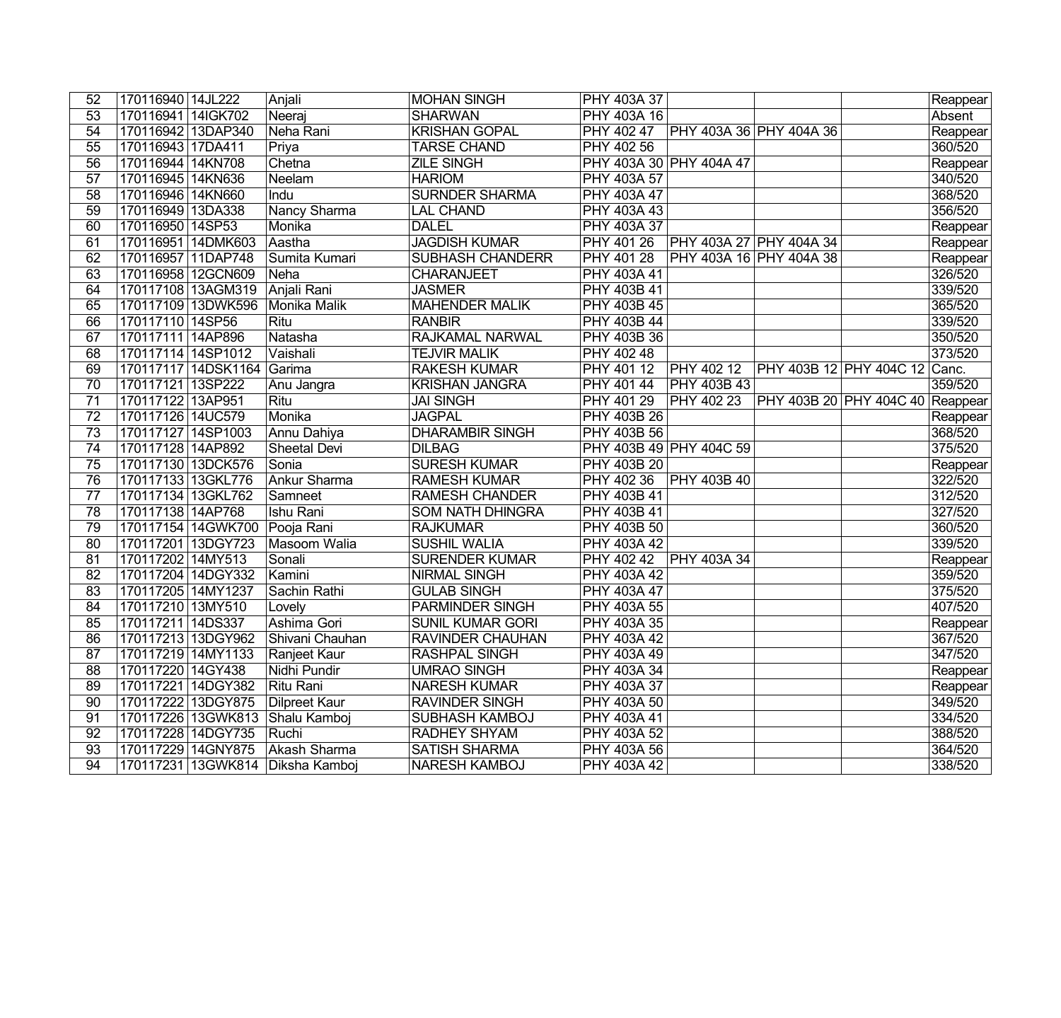| | | | | | | | | | |
|---|---|---|---|---|---|---|---|---|---|
| 52 | 170116940 | 14JL222 | Anjali | MOHAN SINGH | PHY 403A 37 | | | | Reappear |
| 53 | 170116941 | 14IGK702 | Neeraj | SHARWAN | PHY 403A 16 | | | | Absent |
| 54 | 170116942 | 13DAP340 | Neha Rani | KRISHAN GOPAL | PHY 402 47 | PHY 403A 36 | PHY 404A 36 | | Reappear |
| 55 | 170116943 | 17DA411 | Priya | TARSE CHAND | PHY 402 56 | | | | 360/520 |
| 56 | 170116944 | 14KN708 | Chetna | ZILE SINGH | PHY 403A 30 | PHY 404A 47 | | | Reappear |
| 57 | 170116945 | 14KN636 | Neelam | HARIOM | PHY 403A 57 | | | | 340/520 |
| 58 | 170116946 | 14KN660 | Indu | SURNDER SHARMA | PHY 403A 47 | | | | 368/520 |
| 59 | 170116949 | 13DA338 | Nancy Sharma | LAL CHAND | PHY 403A 43 | | | | 356/520 |
| 60 | 170116950 | 14SP53 | Monika | DALEL | PHY 403A 37 | | | | Reappear |
| 61 | 170116951 | 14DMK603 | Aastha | JAGDISH KUMAR | PHY 401 26 | PHY 403A 27 | PHY 404A 34 | | Reappear |
| 62 | 170116957 | 11DAP748 | Sumita Kumari | SUBHASH CHANDERR | PHY 401 28 | PHY 403A 16 | PHY 404A 38 | | Reappear |
| 63 | 170116958 | 12GCN609 | Neha | CHARANJEET | PHY 403A 41 | | | | 326/520 |
| 64 | 170117108 | 13AGM319 | Anjali Rani | JASMER | PHY 403B 41 | | | | 339/520 |
| 65 | 170117109 | 13DWK596 | Monika Malik | MAHENDER MALIK | PHY 403B 45 | | | | 365/520 |
| 66 | 170117110 | 14SP56 | Ritu | RANBIR | PHY 403B 44 | | | | 339/520 |
| 67 | 170117111 | 14AP896 | Natasha | RAJKAMAL NARWAL | PHY 403B 36 | | | | 350/520 |
| 68 | 170117114 | 14SP1012 | Vaishali | TEJVIR MALIK | PHY 402 48 | | | | 373/520 |
| 69 | 170117117 | 14DSK1164 | Garima | RAKESH KUMAR | PHY 401 12 | PHY 402 12 | PHY 403B 12 | PHY 404C 12 | Canc. |
| 70 | 170117121 | 13SP222 | Anu Jangra | KRISHAN JANGRA | PHY 401 44 | PHY 403B 43 | | | 359/520 |
| 71 | 170117122 | 13AP951 | Ritu | JAI SINGH | PHY 401 29 | PHY 402 23 | PHY 403B 20 | PHY 404C 40 | Reappear |
| 72 | 170117126 | 14UC579 | Monika | JAGPAL | PHY 403B 26 | | | | Reappear |
| 73 | 170117127 | 14SP1003 | Annu Dahiya | DHARAMBIR SINGH | PHY 403B 56 | | | | 368/520 |
| 74 | 170117128 | 14AP892 | Sheetal Devi | DILBAG | PHY 403B 49 | PHY 404C 59 | | | 375/520 |
| 75 | 170117130 | 13DCK576 | Sonia | SURESH KUMAR | PHY 403B 20 | | | | Reappear |
| 76 | 170117133 | 13GKL776 | Ankur Sharma | RAMESH KUMAR | PHY 402 36 | PHY 403B 40 | | | 322/520 |
| 77 | 170117134 | 13GKL762 | Samneet | RAMESH CHANDER | PHY 403B 41 | | | | 312/520 |
| 78 | 170117138 | 14AP768 | Ishu Rani | SOM NATH DHINGRA | PHY 403B 41 | | | | 327/520 |
| 79 | 170117154 | 14GWK700 | Pooja Rani | RAJKUMAR | PHY 403B 50 | | | | 360/520 |
| 80 | 170117201 | 13DGY723 | Masoom Walia | SUSHIL WALIA | PHY 403A 42 | | | | 339/520 |
| 81 | 170117202 | 14MY513 | Sonali | SURENDER KUMAR | PHY 402 42 | PHY 403A 34 | | | Reappear |
| 82 | 170117204 | 14DGY332 | Kamini | NIRMAL SINGH | PHY 403A 42 | | | | 359/520 |
| 83 | 170117205 | 14MY1237 | Sachin Rathi | GULAB SINGH | PHY 403A 47 | | | | 375/520 |
| 84 | 170117210 | 13MY510 | Lovely | PARMINDER SINGH | PHY 403A 55 | | | | 407/520 |
| 85 | 170117211 | 14DS337 | Ashima Gori | SUNIL KUMAR GORI | PHY 403A 35 | | | | Reappear |
| 86 | 170117213 | 13DGY962 | Shivani Chauhan | RAVINDER CHAUHAN | PHY 403A 42 | | | | 367/520 |
| 87 | 170117219 | 14MY1133 | Ranjeet Kaur | RASHPAL SINGH | PHY 403A 49 | | | | 347/520 |
| 88 | 170117220 | 14GY438 | Nidhi Pundir | UMRAO SINGH | PHY 403A 34 | | | | Reappear |
| 89 | 170117221 | 14DGY382 | Ritu Rani | NARESH KUMAR | PHY 403A 37 | | | | Reappear |
| 90 | 170117222 | 13DGY875 | Dilpreet Kaur | RAVINDER SINGH | PHY 403A 50 | | | | 349/520 |
| 91 | 170117226 | 13GWK813 | Shalu Kamboj | SUBHASH KAMBOJ | PHY 403A 41 | | | | 334/520 |
| 92 | 170117228 | 14DGY735 | Ruchi | RADHEY SHYAM | PHY 403A 52 | | | | 388/520 |
| 93 | 170117229 | 14GNY875 | Akash Sharma | SATISH SHARMA | PHY 403A 56 | | | | 364/520 |
| 94 | 170117231 | 13GWK814 | Diksha Kamboj | NARESH KAMBOJ | PHY 403A 42 | | | | 338/520 |